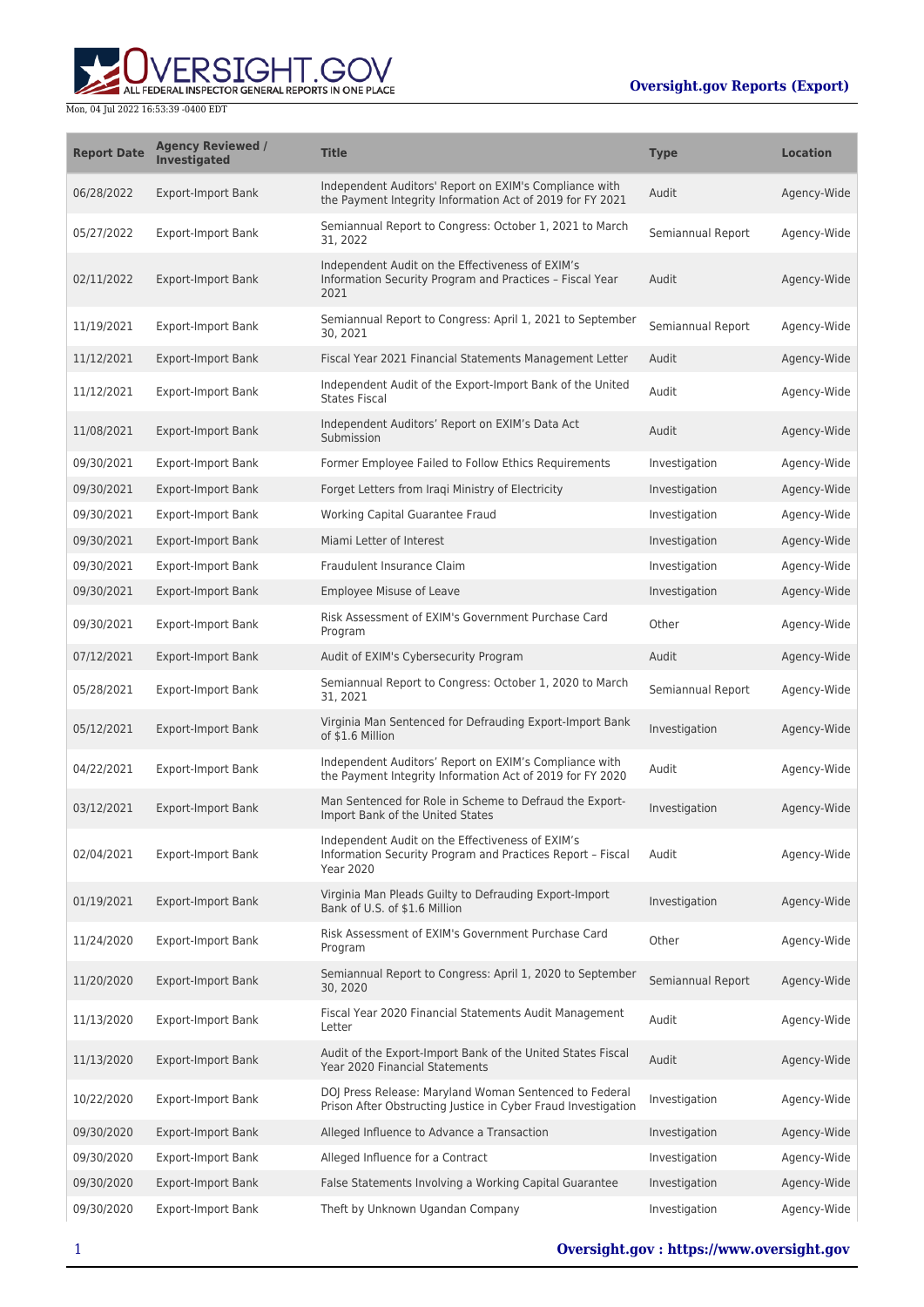| Report Date | Agency Reviewed / Investigated | Title | Type | Location |
| --- | --- | --- | --- | --- |
| 06/28/2022 | Export-Import Bank | Independent Auditors' Report on EXIM's Compliance with the Payment Integrity Information Act of 2019 for FY 2021 | Audit | Agency-Wide |
| 05/27/2022 | Export-Import Bank | Semiannual Report to Congress: October 1, 2021 to March 31, 2022 | Semiannual Report | Agency-Wide |
| 02/11/2022 | Export-Import Bank | Independent Audit on the Effectiveness of EXIM's Information Security Program and Practices – Fiscal Year 2021 | Audit | Agency-Wide |
| 11/19/2021 | Export-Import Bank | Semiannual Report to Congress: April 1, 2021 to September 30, 2021 | Semiannual Report | Agency-Wide |
| 11/12/2021 | Export-Import Bank | Fiscal Year 2021 Financial Statements Management Letter | Audit | Agency-Wide |
| 11/12/2021 | Export-Import Bank | Independent Audit of the Export-Import Bank of the United States Fiscal | Audit | Agency-Wide |
| 11/08/2021 | Export-Import Bank | Independent Auditors' Report on EXIM's Data Act Submission | Audit | Agency-Wide |
| 09/30/2021 | Export-Import Bank | Former Employee Failed to Follow Ethics Requirements | Investigation | Agency-Wide |
| 09/30/2021 | Export-Import Bank | Forget Letters from Iraqi Ministry of Electricity | Investigation | Agency-Wide |
| 09/30/2021 | Export-Import Bank | Working Capital Guarantee Fraud | Investigation | Agency-Wide |
| 09/30/2021 | Export-Import Bank | Miami Letter of Interest | Investigation | Agency-Wide |
| 09/30/2021 | Export-Import Bank | Fraudulent Insurance Claim | Investigation | Agency-Wide |
| 09/30/2021 | Export-Import Bank | Employee Misuse of Leave | Investigation | Agency-Wide |
| 09/30/2021 | Export-Import Bank | Risk Assessment of EXIM's Government Purchase Card Program | Other | Agency-Wide |
| 07/12/2021 | Export-Import Bank | Audit of EXIM's Cybersecurity Program | Audit | Agency-Wide |
| 05/28/2021 | Export-Import Bank | Semiannual Report to Congress: October 1, 2020 to March 31, 2021 | Semiannual Report | Agency-Wide |
| 05/12/2021 | Export-Import Bank | Virginia Man Sentenced for Defrauding Export-Import Bank of $1.6 Million | Investigation | Agency-Wide |
| 04/22/2021 | Export-Import Bank | Independent Auditors' Report on EXIM's Compliance with the Payment Integrity Information Act of 2019 for FY 2020 | Audit | Agency-Wide |
| 03/12/2021 | Export-Import Bank | Man Sentenced for Role in Scheme to Defraud the Export-Import Bank of the United States | Investigation | Agency-Wide |
| 02/04/2021 | Export-Import Bank | Independent Audit on the Effectiveness of EXIM's Information Security Program and Practices Report – Fiscal Year 2020 | Audit | Agency-Wide |
| 01/19/2021 | Export-Import Bank | Virginia Man Pleads Guilty to Defrauding Export-Import Bank of U.S. of $1.6 Million | Investigation | Agency-Wide |
| 11/24/2020 | Export-Import Bank | Risk Assessment of EXIM's Government Purchase Card Program | Other | Agency-Wide |
| 11/20/2020 | Export-Import Bank | Semiannual Report to Congress: April 1, 2020 to September 30, 2020 | Semiannual Report | Agency-Wide |
| 11/13/2020 | Export-Import Bank | Fiscal Year 2020 Financial Statements Audit Management Letter | Audit | Agency-Wide |
| 11/13/2020 | Export-Import Bank | Audit of the Export-Import Bank of the United States Fiscal Year 2020 Financial Statements | Audit | Agency-Wide |
| 10/22/2020 | Export-Import Bank | DOJ Press Release: Maryland Woman Sentenced to Federal Prison After Obstructing Justice in Cyber Fraud Investigation | Investigation | Agency-Wide |
| 09/30/2020 | Export-Import Bank | Alleged Influence to Advance a Transaction | Investigation | Agency-Wide |
| 09/30/2020 | Export-Import Bank | Alleged Influence for a Contract | Investigation | Agency-Wide |
| 09/30/2020 | Export-Import Bank | False Statements Involving a Working Capital Guarantee | Investigation | Agency-Wide |
| 09/30/2020 | Export-Import Bank | Theft by Unknown Ugandan Company | Investigation | Agency-Wide |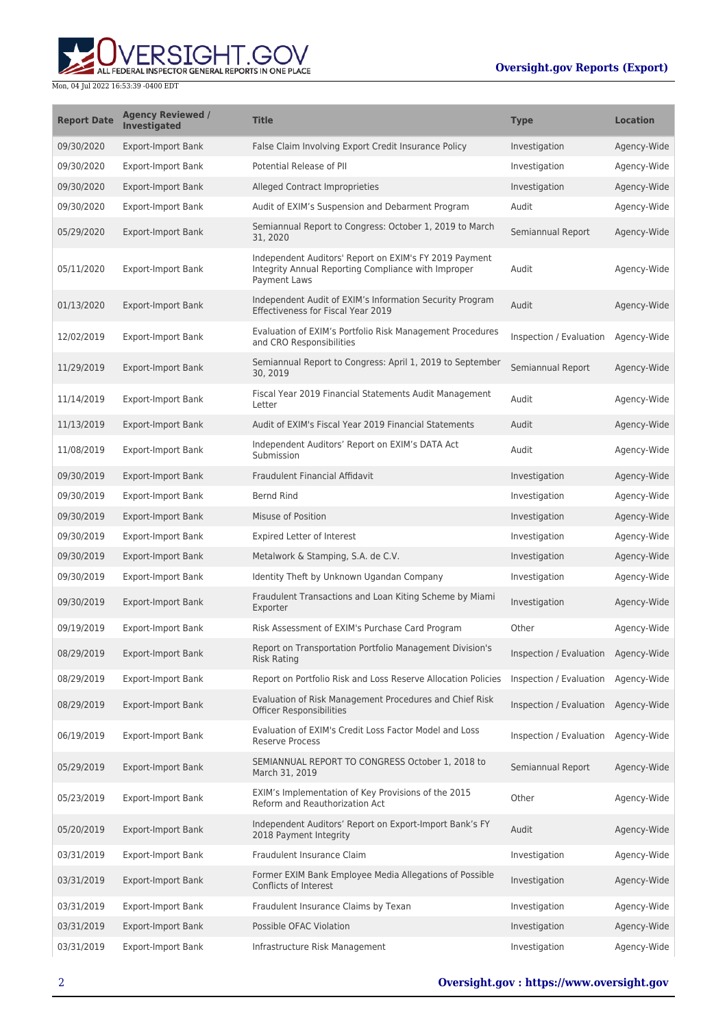| Report Date | Agency Reviewed / Investigated | Title | Type | Location |
| --- | --- | --- | --- | --- |
| 09/30/2020 | Export-Import Bank | False Claim Involving Export Credit Insurance Policy | Investigation | Agency-Wide |
| 09/30/2020 | Export-Import Bank | Potential Release of PII | Investigation | Agency-Wide |
| 09/30/2020 | Export-Import Bank | Alleged Contract Improprieties | Investigation | Agency-Wide |
| 09/30/2020 | Export-Import Bank | Audit of EXIM's Suspension and Debarment Program | Audit | Agency-Wide |
| 05/29/2020 | Export-Import Bank | Semiannual Report to Congress: October 1, 2019 to March 31, 2020 | Semiannual Report | Agency-Wide |
| 05/11/2020 | Export-Import Bank | Independent Auditors' Report on EXIM's FY 2019 Payment Integrity Annual Reporting Compliance with Improper Payment Laws | Audit | Agency-Wide |
| 01/13/2020 | Export-Import Bank | Independent Audit of EXIM's Information Security Program Effectiveness for Fiscal Year 2019 | Audit | Agency-Wide |
| 12/02/2019 | Export-Import Bank | Evaluation of EXIM's Portfolio Risk Management Procedures and CRO Responsibilities | Inspection / Evaluation | Agency-Wide |
| 11/29/2019 | Export-Import Bank | Semiannual Report to Congress: April 1, 2019 to September 30, 2019 | Semiannual Report | Agency-Wide |
| 11/14/2019 | Export-Import Bank | Fiscal Year 2019 Financial Statements Audit Management Letter | Audit | Agency-Wide |
| 11/13/2019 | Export-Import Bank | Audit of EXIM's Fiscal Year 2019 Financial Statements | Audit | Agency-Wide |
| 11/08/2019 | Export-Import Bank | Independent Auditors' Report on EXIM's DATA Act Submission | Audit | Agency-Wide |
| 09/30/2019 | Export-Import Bank | Fraudulent Financial Affidavit | Investigation | Agency-Wide |
| 09/30/2019 | Export-Import Bank | Bernd Rind | Investigation | Agency-Wide |
| 09/30/2019 | Export-Import Bank | Misuse of Position | Investigation | Agency-Wide |
| 09/30/2019 | Export-Import Bank | Expired Letter of Interest | Investigation | Agency-Wide |
| 09/30/2019 | Export-Import Bank | Metalwork & Stamping, S.A. de C.V. | Investigation | Agency-Wide |
| 09/30/2019 | Export-Import Bank | Identity Theft by Unknown Ugandan Company | Investigation | Agency-Wide |
| 09/30/2019 | Export-Import Bank | Fraudulent Transactions and Loan Kiting Scheme by Miami Exporter | Investigation | Agency-Wide |
| 09/19/2019 | Export-Import Bank | Risk Assessment of EXIM's Purchase Card Program | Other | Agency-Wide |
| 08/29/2019 | Export-Import Bank | Report on Transportation Portfolio Management Division's Risk Rating | Inspection / Evaluation | Agency-Wide |
| 08/29/2019 | Export-Import Bank | Report on Portfolio Risk and Loss Reserve Allocation Policies | Inspection / Evaluation | Agency-Wide |
| 08/29/2019 | Export-Import Bank | Evaluation of Risk Management Procedures and Chief Risk Officer Responsibilities | Inspection / Evaluation | Agency-Wide |
| 06/19/2019 | Export-Import Bank | Evaluation of EXIM's Credit Loss Factor Model and Loss Reserve Process | Inspection / Evaluation | Agency-Wide |
| 05/29/2019 | Export-Import Bank | SEMIANNUAL REPORT TO CONGRESS October 1, 2018 to March 31, 2019 | Semiannual Report | Agency-Wide |
| 05/23/2019 | Export-Import Bank | EXIM's Implementation of Key Provisions of the 2015 Reform and Reauthorization Act | Other | Agency-Wide |
| 05/20/2019 | Export-Import Bank | Independent Auditors' Report on Export-Import Bank's FY 2018 Payment Integrity | Audit | Agency-Wide |
| 03/31/2019 | Export-Import Bank | Fraudulent Insurance Claim | Investigation | Agency-Wide |
| 03/31/2019 | Export-Import Bank | Former EXIM Bank Employee Media Allegations of Possible Conflicts of Interest | Investigation | Agency-Wide |
| 03/31/2019 | Export-Import Bank | Fraudulent Insurance Claims by Texan | Investigation | Agency-Wide |
| 03/31/2019 | Export-Import Bank | Possible OFAC Violation | Investigation | Agency-Wide |
| 03/31/2019 | Export-Import Bank | Infrastructure Risk Management | Investigation | Agency-Wide |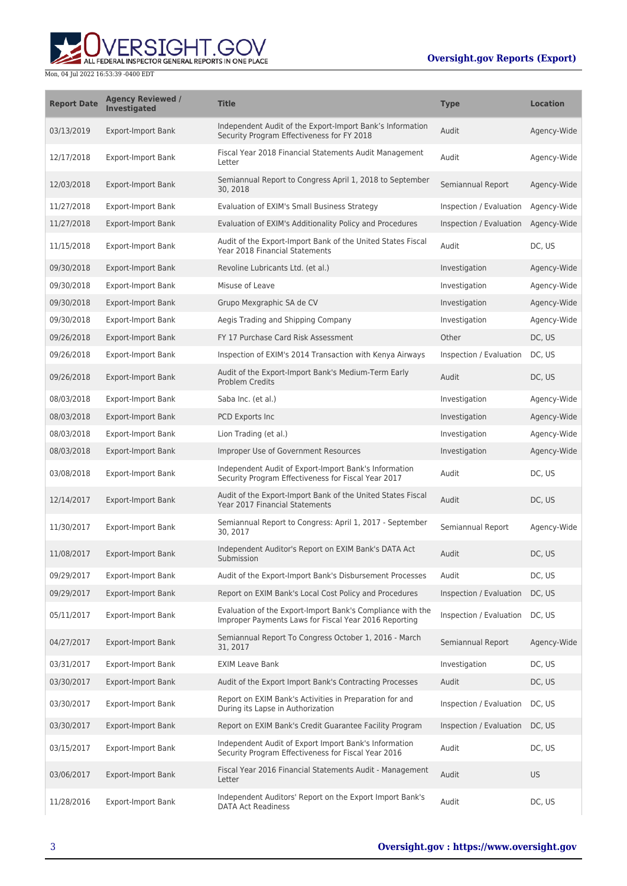| Report Date | Agency Reviewed / Investigated | Title | Type | Location |
| --- | --- | --- | --- | --- |
| 03/13/2019 | Export-Import Bank | Independent Audit of the Export-Import Bank's Information Security Program Effectiveness for FY 2018 | Audit | Agency-Wide |
| 12/17/2018 | Export-Import Bank | Fiscal Year 2018 Financial Statements Audit Management Letter | Audit | Agency-Wide |
| 12/03/2018 | Export-Import Bank | Semiannual Report to Congress April 1, 2018 to September 30, 2018 | Semiannual Report | Agency-Wide |
| 11/27/2018 | Export-Import Bank | Evaluation of EXIM's Small Business Strategy | Inspection / Evaluation | Agency-Wide |
| 11/27/2018 | Export-Import Bank | Evaluation of EXIM's Additionality Policy and Procedures | Inspection / Evaluation | Agency-Wide |
| 11/15/2018 | Export-Import Bank | Audit of the Export-Import Bank of the United States Fiscal Year 2018 Financial Statements | Audit | DC, US |
| 09/30/2018 | Export-Import Bank | Revoline Lubricants Ltd. (et al.) | Investigation | Agency-Wide |
| 09/30/2018 | Export-Import Bank | Misuse of Leave | Investigation | Agency-Wide |
| 09/30/2018 | Export-Import Bank | Grupo Mexgraphic SA de CV | Investigation | Agency-Wide |
| 09/30/2018 | Export-Import Bank | Aegis Trading and Shipping Company | Investigation | Agency-Wide |
| 09/26/2018 | Export-Import Bank | FY 17 Purchase Card Risk Assessment | Other | DC, US |
| 09/26/2018 | Export-Import Bank | Inspection of EXIM's 2014 Transaction with Kenya Airways | Inspection / Evaluation | DC, US |
| 09/26/2018 | Export-Import Bank | Audit of the Export-Import Bank's Medium-Term Early Problem Credits | Audit | DC, US |
| 08/03/2018 | Export-Import Bank | Saba Inc. (et al.) | Investigation | Agency-Wide |
| 08/03/2018 | Export-Import Bank | PCD Exports Inc | Investigation | Agency-Wide |
| 08/03/2018 | Export-Import Bank | Lion Trading (et al.) | Investigation | Agency-Wide |
| 08/03/2018 | Export-Import Bank | Improper Use of Government Resources | Investigation | Agency-Wide |
| 03/08/2018 | Export-Import Bank | Independent Audit of Export-Import Bank's Information Security Program Effectiveness for Fiscal Year 2017 | Audit | DC, US |
| 12/14/2017 | Export-Import Bank | Audit of the Export-Import Bank of the United States Fiscal Year 2017 Financial Statements | Audit | DC, US |
| 11/30/2017 | Export-Import Bank | Semiannual Report to Congress: April 1, 2017 - September 30, 2017 | Semiannual Report | Agency-Wide |
| 11/08/2017 | Export-Import Bank | Independent Auditor's Report on EXIM Bank's DATA Act Submission | Audit | DC, US |
| 09/29/2017 | Export-Import Bank | Audit of the Export-Import Bank's Disbursement Processes | Audit | DC, US |
| 09/29/2017 | Export-Import Bank | Report on EXIM Bank's Local Cost Policy and Procedures | Inspection / Evaluation | DC, US |
| 05/11/2017 | Export-Import Bank | Evaluation of the Export-Import Bank's Compliance with the Improper Payments Laws for Fiscal Year 2016 Reporting | Inspection / Evaluation | DC, US |
| 04/27/2017 | Export-Import Bank | Semiannual Report To Congress October 1, 2016 - March 31, 2017 | Semiannual Report | Agency-Wide |
| 03/31/2017 | Export-Import Bank | EXIM Leave Bank | Investigation | DC, US |
| 03/30/2017 | Export-Import Bank | Audit of the Export Import Bank's Contracting Processes | Audit | DC, US |
| 03/30/2017 | Export-Import Bank | Report on EXIM Bank's Activities in Preparation for and During its Lapse in Authorization | Inspection / Evaluation | DC, US |
| 03/30/2017 | Export-Import Bank | Report on EXIM Bank's Credit Guarantee Facility Program | Inspection / Evaluation | DC, US |
| 03/15/2017 | Export-Import Bank | Independent Audit of Export Import Bank's Information Security Program Effectiveness for Fiscal Year 2016 | Audit | DC, US |
| 03/06/2017 | Export-Import Bank | Fiscal Year 2016 Financial Statements Audit - Management Letter | Audit | US |
| 11/28/2016 | Export-Import Bank | Independent Auditors' Report on the Export Import Bank's DATA Act Readiness | Audit | DC, US |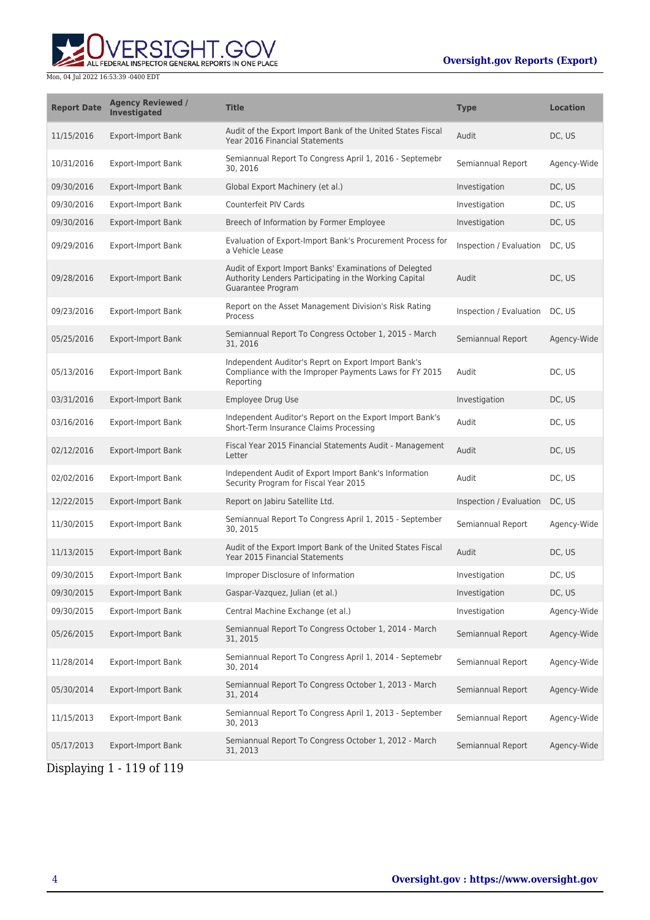| Report Date | Agency Reviewed / Investigated | Title | Type | Location |
| --- | --- | --- | --- | --- |
| 11/15/2016 | Export-Import Bank | Audit of the Export Import Bank of the United States Fiscal Year 2016 Financial Statements | Audit | DC, US |
| 10/31/2016 | Export-Import Bank | Semiannual Report To Congress April 1, 2016 - Septemebr 30, 2016 | Semiannual Report | Agency-Wide |
| 09/30/2016 | Export-Import Bank | Global Export Machinery (et al.) | Investigation | DC, US |
| 09/30/2016 | Export-Import Bank | Counterfeit PIV Cards | Investigation | DC, US |
| 09/30/2016 | Export-Import Bank | Breech of Information by Former Employee | Investigation | DC, US |
| 09/29/2016 | Export-Import Bank | Evaluation of Export-Import Bank's Procurement Process for a Vehicle Lease | Inspection / Evaluation | DC, US |
| 09/28/2016 | Export-Import Bank | Audit of Export Import Banks' Examinations of Delegted Authority Lenders Participating in the Working Capital Guarantee Program | Audit | DC, US |
| 09/23/2016 | Export-Import Bank | Report on the Asset Management Division's Risk Rating Process | Inspection / Evaluation | DC, US |
| 05/25/2016 | Export-Import Bank | Semiannual Report To Congress October 1, 2015 - March 31, 2016 | Semiannual Report | Agency-Wide |
| 05/13/2016 | Export-Import Bank | Independent Auditor's Reprt on Export Import Bank's Compliance with the Improper Payments Laws for FY 2015 Reporting | Audit | DC, US |
| 03/31/2016 | Export-Import Bank | Employee Drug Use | Investigation | DC, US |
| 03/16/2016 | Export-Import Bank | Independent Auditor's Report on the Export Import Bank's Short-Term Insurance Claims Processing | Audit | DC, US |
| 02/12/2016 | Export-Import Bank | Fiscal Year 2015 Financial Statements Audit - Management Letter | Audit | DC, US |
| 02/02/2016 | Export-Import Bank | Independent Audit of Export Import Bank's Information Security Program for Fiscal Year 2015 | Audit | DC, US |
| 12/22/2015 | Export-Import Bank | Report on Jabiru Satellite Ltd. | Inspection / Evaluation | DC, US |
| 11/30/2015 | Export-Import Bank | Semiannual Report To Congress April 1, 2015 - September 30, 2015 | Semiannual Report | Agency-Wide |
| 11/13/2015 | Export-Import Bank | Audit of the Export Import Bank of the United States Fiscal Year 2015 Financial Statements | Audit | DC, US |
| 09/30/2015 | Export-Import Bank | Improper Disclosure of Information | Investigation | DC, US |
| 09/30/2015 | Export-Import Bank | Gaspar-Vazquez, Julian (et al.) | Investigation | DC, US |
| 09/30/2015 | Export-Import Bank | Central Machine Exchange (et al.) | Investigation | Agency-Wide |
| 05/26/2015 | Export-Import Bank | Semiannual Report To Congress October 1, 2014 - March 31, 2015 | Semiannual Report | Agency-Wide |
| 11/28/2014 | Export-Import Bank | Semiannual Report To Congress April 1, 2014 - Septemebr 30, 2014 | Semiannual Report | Agency-Wide |
| 05/30/2014 | Export-Import Bank | Semiannual Report To Congress October 1, 2013 - March 31, 2014 | Semiannual Report | Agency-Wide |
| 11/15/2013 | Export-Import Bank | Semiannual Report To Congress April 1, 2013 - September 30, 2013 | Semiannual Report | Agency-Wide |
| 05/17/2013 | Export-Import Bank | Semiannual Report To Congress October 1, 2012 - March 31, 2013 | Semiannual Report | Agency-Wide |

Displaying 1 - 119 of 119